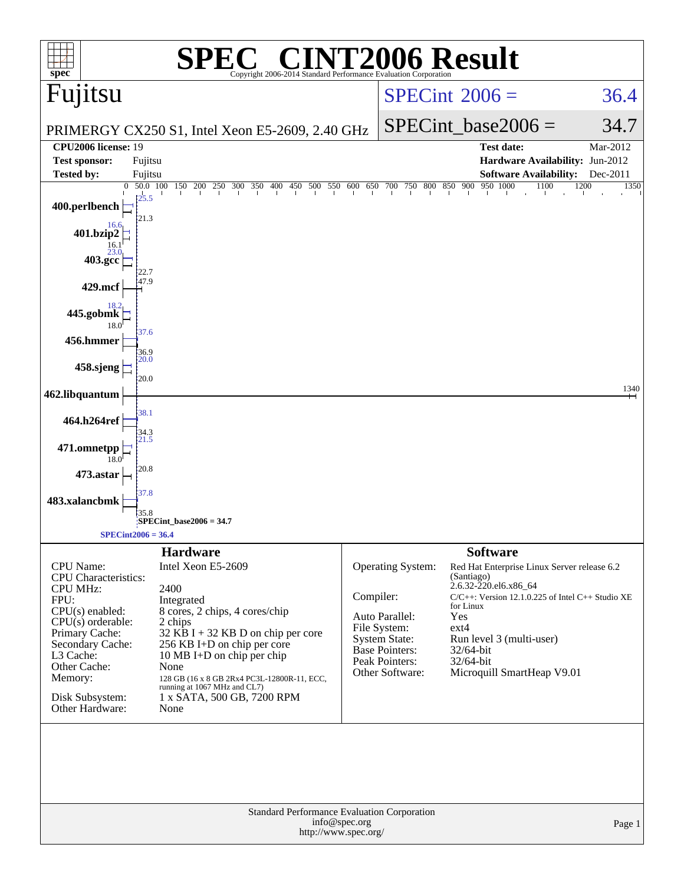# SPEC® CINT2006 Result

Copyright 2006-2014 Standard Performance Evaluation Corporation

## Fujitsu

PRIMERGY CX250 S1, Intel Xeon E5-2609, 2.40 GHz

SPECint 2006 = 36.4

SPECint_base2006 = 34.7

| | | | |
|---|---|---|---|
| **CPU2006 license:** | 19 | **Test date:** | Mar-2012 |
| **Test sponsor:** | Fujitsu | **Hardware Availability:** | Jun-2012 |
| **Tested by:** | Fujitsu | **Software Availability:** | Dec-2011 |

| Benchmark | Peak | Base |
|---|---|---|
| 400.perlbench | 25.5 | 21.3 |
| 401.bzip2 | 16.6 | 16.1 |
| 403.gcc | 23.0 | 22.7 |
| 429.mcf | 47.9 | |
| 445.gobmk | 18.2 | 18.0 |
| 456.hmmer | 37.6 | 36.9 |
| 458.sjeng | 20.0 | 20.0 |
| 462.libquantum | 1340 | |
| 464.h264ref | 38.1 | 34.3 |
| 471.omnetpp | 21.5 | 18.0 |
| 473.astar | 20.8 | |
| 483.xalancbmk | 37.8 | 35.8 |

SPECint_base2006 = 34.7

SPECint2006 = 36.4

## Hardware

| | |
|---|---|
| CPU Name: | Intel Xeon E5-2609 |
| CPU Characteristics: | |
| CPU MHz: | 2400 |
| FPU: | Integrated |
| CPU(s) enabled: | 8 cores, 2 chips, 4 cores/chip |
| CPU(s) orderable: | 2 chips |
| Primary Cache: | 32 KB I + 32 KB D on chip per core |
| Secondary Cache: | 256 KB I+D on chip per core |
| L3 Cache: | 10 MB I+D on chip per chip |
| Other Cache: | None |
| Memory: | 128 GB (16 x 8 GB 2Rx4 PC3L-12800R-11, ECC, running at 1067 MHz and CL7) |
| Disk Subsystem: | 1 x SATA, 500 GB, 7200 RPM |
| Other Hardware: | None |

## Software

| | |
|---|---|
| Operating System: | Red Hat Enterprise Linux Server release 6.2 (Santiago) 2.6.32-220.el6.x86_64 |
| Compiler: | C/C++: Version 12.1.0.225 of Intel C++ Studio XE for Linux |
| Auto Parallel: | Yes |
| File System: | ext4 |
| System State: | Run level 3 (multi-user) |
| Base Pointers: | 32/64-bit |
| Peak Pointers: | 32/64-bit |
| Other Software: | Microquill SmartHeap V9.01 |

Standard Performance Evaluation Corporation
info@spec.org
http://www.spec.org/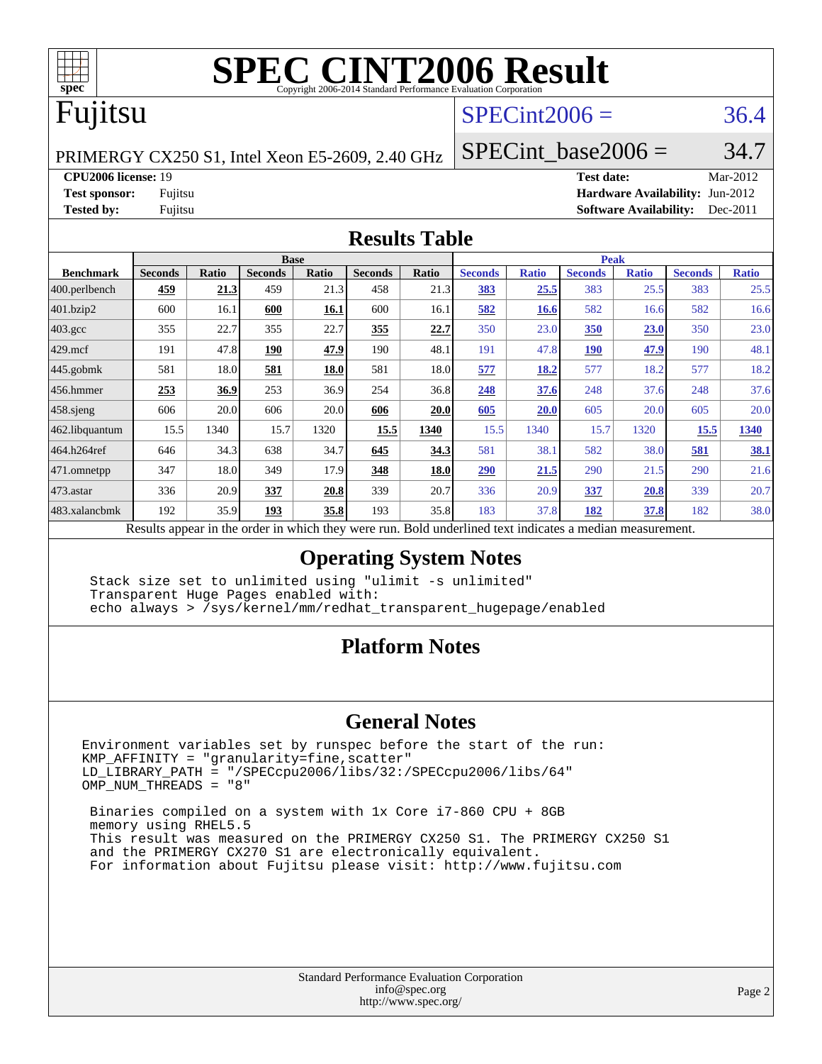# SPEC CINT2006 Result

Copyright 2006-2014 Standard Performance Evaluation Corporation

## Fujitsu

PRIMERGY CX250 S1, Intel Xeon E5-2609, 2.40 GHz

SPECint2006 = 36.4

SPECint_base2006 = 34.7

| | | | |
|---|---|---|---|
| **CPU2006 license:** 19 | | **Test date:** | Mar-2012 |
| **Test sponsor:** | Fujitsu | **Hardware Availability:** | Jun-2012 |
| **Tested by:** | Fujitsu | **Software Availability:** | Dec-2011 |

## Results Table

| | Base | | | | | | Peak | | | | | |
|---|---|---|---|---|---|---|---|---|---|---|---|---|
| **Benchmark** | **Seconds** | **Ratio** | **Seconds** | **Ratio** | **Seconds** | **Ratio** | **Seconds** | **Ratio** | **Seconds** | **Ratio** | **Seconds** | **Ratio** |
| 400.perlbench | **459** | **21.3** | 459 | 21.3 | 458 | 21.3 | **383** | **25.5** | 383 | 25.5 | 383 | 25.5 |
| 401.bzip2 | 600 | 16.1 | **600** | **16.1** | 600 | 16.1 | **582** | **16.6** | 582 | 16.6 | 582 | 16.6 |
| 403.gcc | 355 | 22.7 | 355 | 22.7 | **355** | **22.7** | 350 | 23.0 | **350** | **23.0** | 350 | 23.0 |
| 429.mcf | 191 | 47.8 | **190** | **47.9** | 190 | 48.1 | 191 | 47.8 | **190** | **47.9** | 190 | 48.1 |
| 445.gobmk | 581 | 18.0 | **581** | **18.0** | 581 | 18.0 | **577** | **18.2** | 577 | 18.2 | 577 | 18.2 |
| 456.hmmer | **253** | **36.9** | 253 | 36.9 | 254 | 36.8 | **248** | **37.6** | 248 | 37.6 | 248 | 37.6 |
| 458.sjeng | 606 | 20.0 | 606 | 20.0 | **606** | **20.0** | **605** | **20.0** | 605 | 20.0 | 605 | 20.0 |
| 462.libquantum | 15.5 | 1340 | 15.7 | 1320 | **15.5** | **1340** | 15.5 | 1340 | 15.7 | 1320 | **15.5** | **1340** |
| 464.h264ref | 646 | 34.3 | 638 | 34.7 | **645** | **34.3** | 581 | 38.1 | 582 | 38.0 | **581** | **38.1** |
| 471.omnetpp | 347 | 18.0 | 349 | 17.9 | **348** | **18.0** | **290** | **21.5** | 290 | 21.5 | 290 | 21.6 |
| 473.astar | 336 | 20.9 | **337** | **20.8** | 339 | 20.7 | 336 | 20.9 | **337** | **20.8** | 339 | 20.7 |
| 483.xalancbmk | 192 | 35.9 | **193** | **35.8** | 193 | 35.8 | 183 | 37.8 | **182** | **37.8** | 182 | 38.0 |

Results appear in the order in which they were run. Bold underlined text indicates a median measurement.

## Operating System Notes

```
Stack size set to unlimited using "ulimit -s unlimited"
Transparent Huge Pages enabled with:
echo always > /sys/kernel/mm/redhat_transparent_hugepage/enabled
```

## Platform Notes

## General Notes

```
Environment variables set by runspec before the start of the run:
KMP_AFFINITY = "granularity=fine,scatter"
LD_LIBRARY_PATH = "/SPECcpu2006/libs/32:/SPECcpu2006/libs/64"
OMP_NUM_THREADS = "8"

 Binaries compiled on a system with 1x Core i7-860 CPU + 8GB
 memory using RHEL5.5
 This result was measured on the PRIMERGY CX250 S1. The PRIMERGY CX250 S1
 and the PRIMERGY CX270 S1 are electronically equivalent.
 For information about Fujitsu please visit: http://www.fujitsu.com
```

Standard Performance Evaluation Corporation
info@spec.org
http://www.spec.org/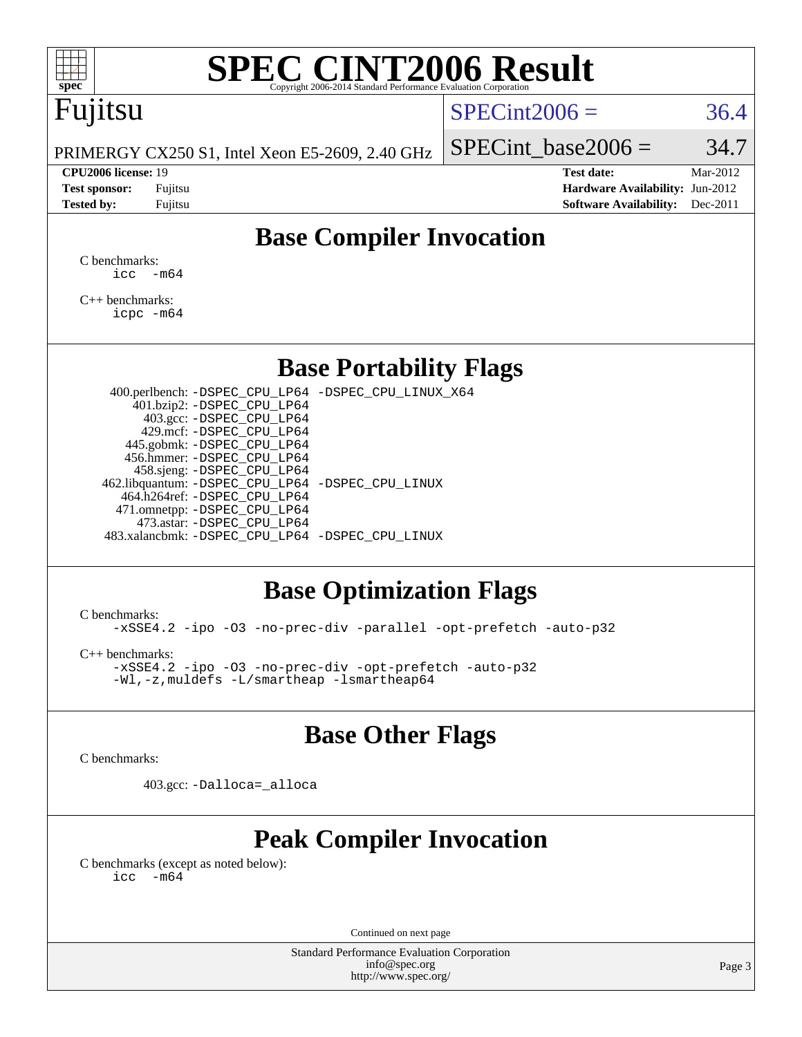# SPEC CINT2006 Result

Copyright 2006-2014 Standard Performance Evaluation Corporation

Fujitsu

PRIMERGY CX250 S1, Intel Xeon E5-2609, 2.40 GHz

SPECint2006 = 36.4

SPECint_base2006 = 34.7

**CPU2006 license:** 19
**Test sponsor:** Fujitsu
**Tested by:** Fujitsu

**Test date:** Mar-2012
**Hardware Availability:** Jun-2012
**Software Availability:** Dec-2011

## Base Compiler Invocation

C benchmarks:
```
icc  -m64
```

C++ benchmarks:
```
icpc -m64
```

## Base Portability Flags

400.perlbench: -DSPEC_CPU_LP64 -DSPEC_CPU_LINUX_X64
401.bzip2: -DSPEC_CPU_LP64
403.gcc: -DSPEC_CPU_LP64
429.mcf: -DSPEC_CPU_LP64
445.gobmk: -DSPEC_CPU_LP64
456.hmmer: -DSPEC_CPU_LP64
458.sjeng: -DSPEC_CPU_LP64
462.libquantum: -DSPEC_CPU_LP64 -DSPEC_CPU_LINUX
464.h264ref: -DSPEC_CPU_LP64
471.omnetpp: -DSPEC_CPU_LP64
473.astar: -DSPEC_CPU_LP64
483.xalancbmk: -DSPEC_CPU_LP64 -DSPEC_CPU_LINUX

## Base Optimization Flags

C benchmarks:
```
-xSSE4.2 -ipo -O3 -no-prec-div -parallel -opt-prefetch -auto-p32
```

C++ benchmarks:
```
-xSSE4.2 -ipo -O3 -no-prec-div -opt-prefetch -auto-p32
-Wl,-z,muldefs -L/smartheap -lsmartheap64
```

## Base Other Flags

C benchmarks:

403.gcc: -Dalloca=_alloca

## Peak Compiler Invocation

C benchmarks (except as noted below):
```
icc  -m64
```

Continued on next page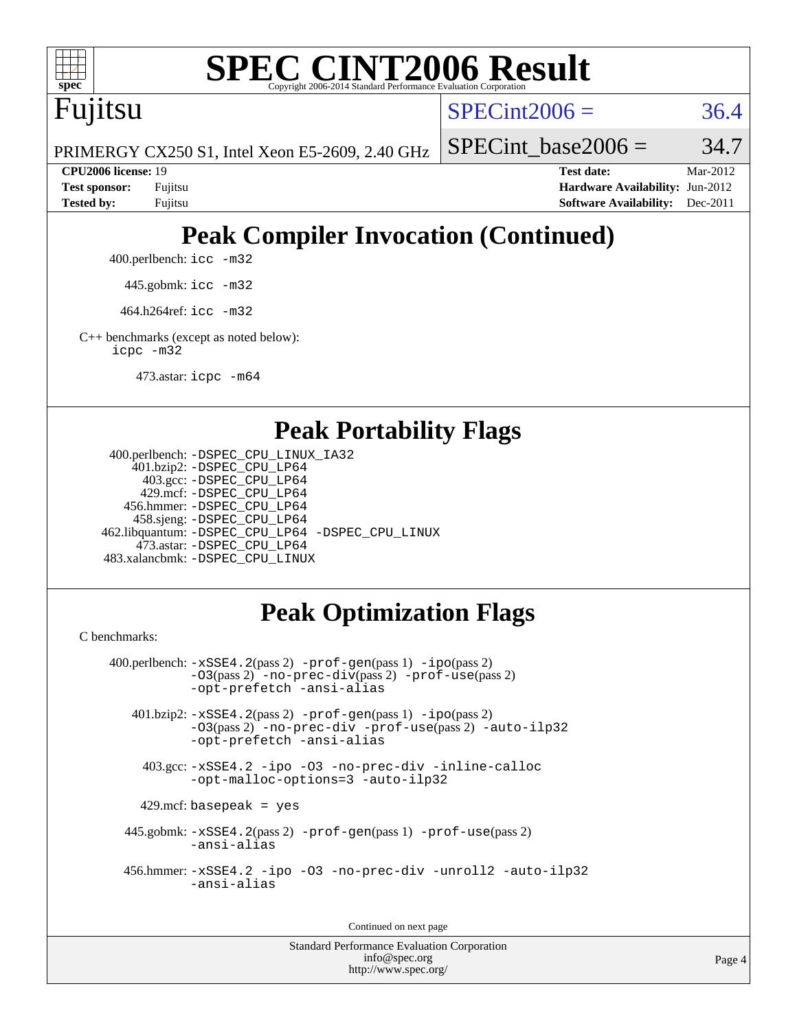# SPEC CINT2006 Result

Fujitsu

PRIMERGY CX250 S1, Intel Xeon E5-2609, 2.40 GHz

SPECint2006 = 36.4

SPECint_base2006 = 34.7

| | | | |
|---|---|---|---|
| **CPU2006 license:** 19 | | **Test date:** | Mar-2012 |
| **Test sponsor:** | Fujitsu | **Hardware Availability:** | Jun-2012 |
| **Tested by:** | Fujitsu | **Software Availability:** | Dec-2011 |

## Peak Compiler Invocation (Continued)

400.perlbench: `icc -m32`

445.gobmk: `icc -m32`

464.h264ref: `icc -m32`

C++ benchmarks (except as noted below):
`icpc -m32`

473.astar: `icpc -m64`

## Peak Portability Flags

400.perlbench: `-DSPEC_CPU_LINUX_IA32`
401.bzip2: `-DSPEC_CPU_LP64`
403.gcc: `-DSPEC_CPU_LP64`
429.mcf: `-DSPEC_CPU_LP64`
456.hmmer: `-DSPEC_CPU_LP64`
458.sjeng: `-DSPEC_CPU_LP64`
462.libquantum: `-DSPEC_CPU_LP64 -DSPEC_CPU_LINUX`
473.astar: `-DSPEC_CPU_LP64`
483.xalancbmk: `-DSPEC_CPU_LINUX`

## Peak Optimization Flags

C benchmarks:

400.perlbench: `-xSSE4.2`(pass 2) `-prof-gen`(pass 1) `-ipo`(pass 2) `-O3`(pass 2) `-no-prec-div`(pass 2) `-prof-use`(pass 2) `-opt-prefetch -ansi-alias`

401.bzip2: `-xSSE4.2`(pass 2) `-prof-gen`(pass 1) `-ipo`(pass 2) `-O3`(pass 2) `-no-prec-div -prof-use`(pass 2) `-auto-ilp32 -opt-prefetch -ansi-alias`

403.gcc: `-xSSE4.2 -ipo -O3 -no-prec-div -inline-calloc -opt-malloc-options=3 -auto-ilp32`

429.mcf: `basepeak = yes`

445.gobmk: `-xSSE4.2`(pass 2) `-prof-gen`(pass 1) `-prof-use`(pass 2) `-ansi-alias`

456.hmmer: `-xSSE4.2 -ipo -O3 -no-prec-div -unroll2 -auto-ilp32 -ansi-alias`

Continued on next page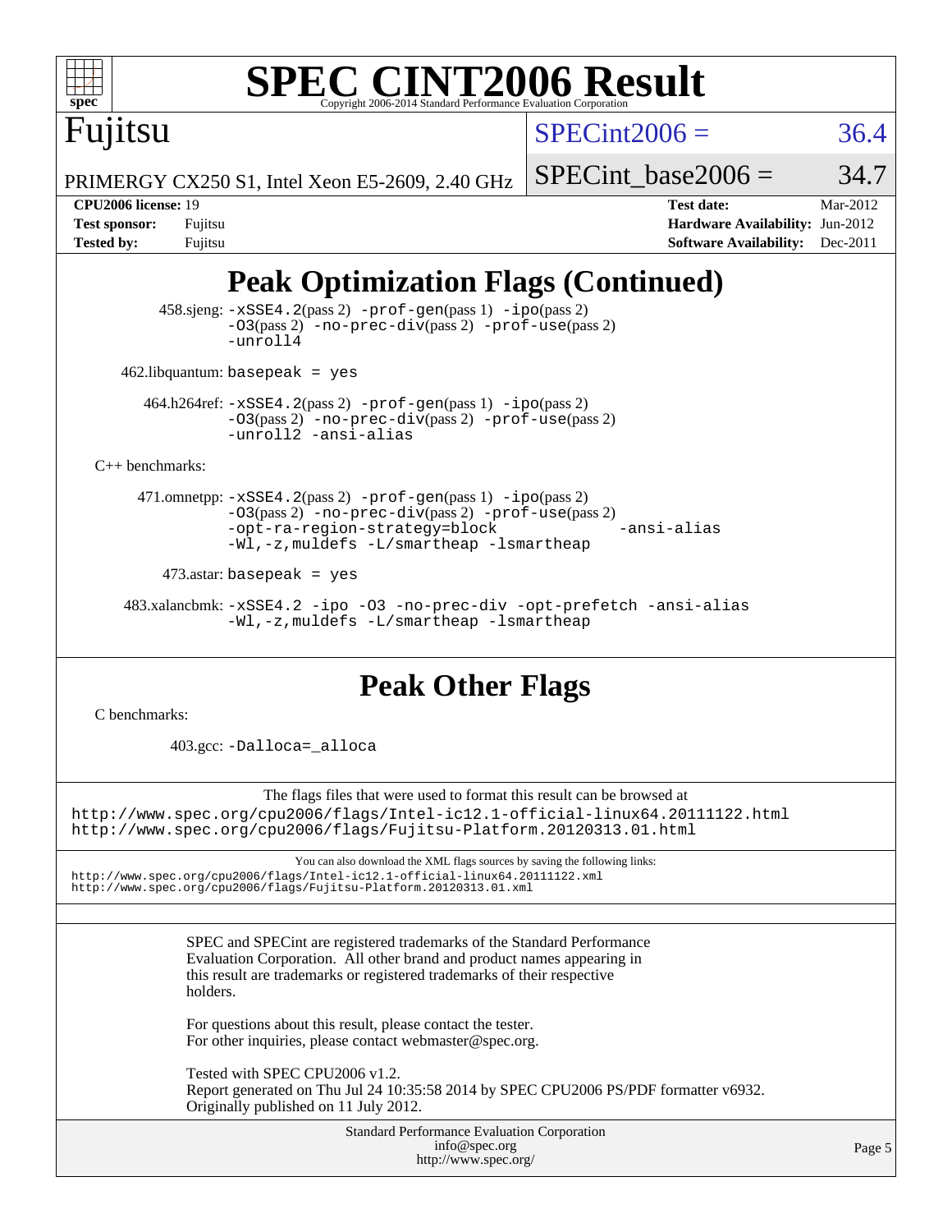## Peak Optimization Flags (Continued)

458.sjeng: -xSSE4.2(pass 2) -prof-gen(pass 1) -ipo(pass 2) -O3(pass 2) -no-prec-div(pass 2) -prof-use(pass 2) -unroll4

462.libquantum: basepeak = yes

464.h264ref: -xSSE4.2(pass 2) -prof-gen(pass 1) -ipo(pass 2) -O3(pass 2) -no-prec-div(pass 2) -prof-use(pass 2) -unroll2 -ansi-alias

C++ benchmarks:

471.omnetpp: -xSSE4.2(pass 2) -prof-gen(pass 1) -ipo(pass 2) -O3(pass 2) -no-prec-div(pass 2) -prof-use(pass 2) -opt-ra-region-strategy=block -ansi-alias -Wl,-z,muldefs -L/smartheap -lsmartheap

473.astar: basepeak = yes

483.xalancbmk: -xSSE4.2 -ipo -O3 -no-prec-div -opt-prefetch -ansi-alias -Wl,-z,muldefs -L/smartheap -lsmartheap

## Peak Other Flags

C benchmarks:

403.gcc: -Dalloca=_alloca

The flags files that were used to format this result can be browsed at
http://www.spec.org/cpu2006/flags/Intel-ic12.1-official-linux64.20111122.html
http://www.spec.org/cpu2006/flags/Fujitsu-Platform.20120313.01.html

You can also download the XML flags sources by saving the following links:
http://www.spec.org/cpu2006/flags/Intel-ic12.1-official-linux64.20111122.xml
http://www.spec.org/cpu2006/flags/Fujitsu-Platform.20120313.01.xml

SPEC and SPECint are registered trademarks of the Standard Performance Evaluation Corporation. All other brand and product names appearing in this result are trademarks or registered trademarks of their respective holders.

For questions about this result, please contact the tester.
For other inquiries, please contact webmaster@spec.org.

Tested with SPEC CPU2006 v1.2.
Report generated on Thu Jul 24 10:35:58 2014 by SPEC CPU2006 PS/PDF formatter v6932.
Originally published on 11 July 2012.